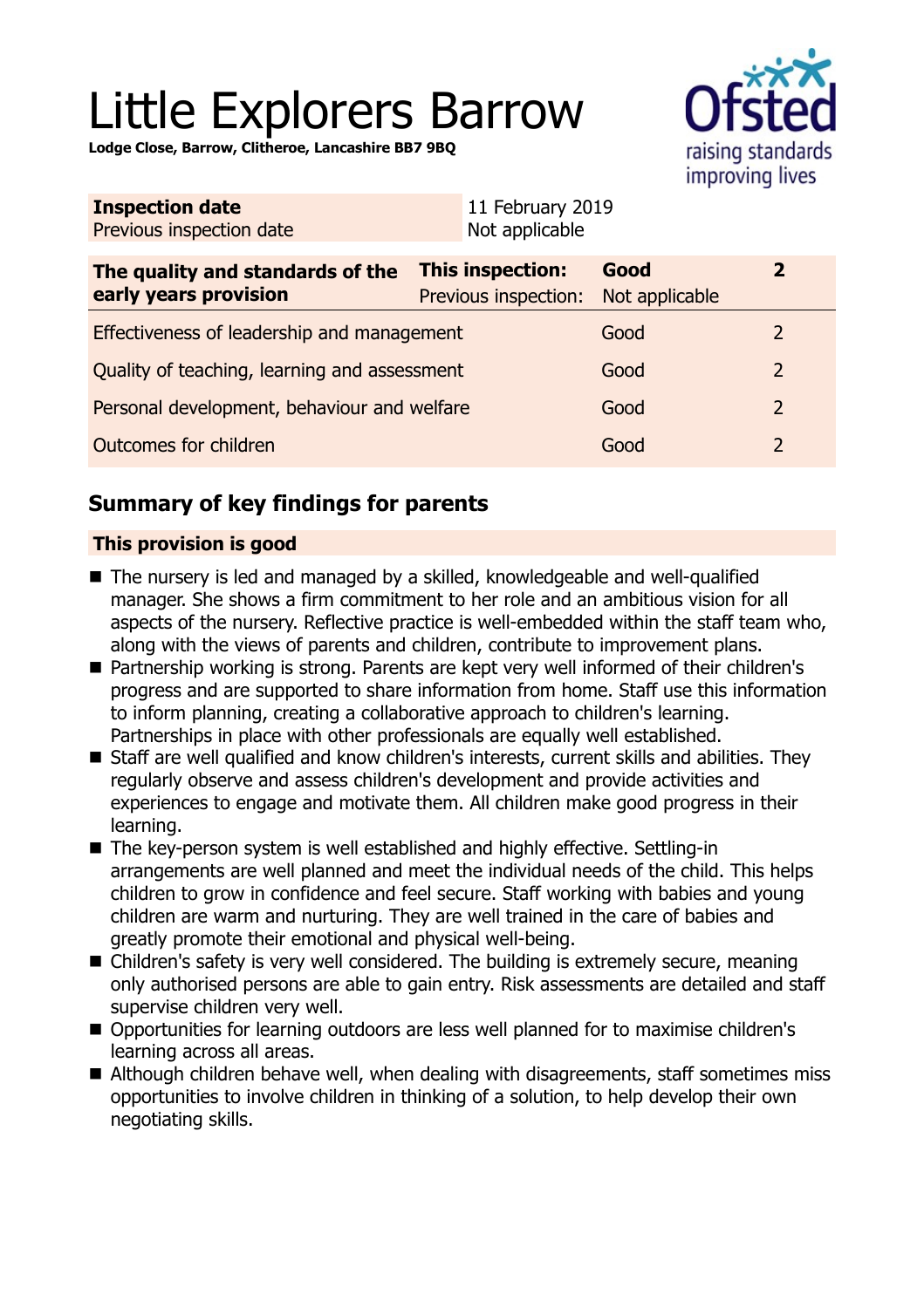# Little Explorers Barrow

**Lodge Close, Barrow, Clitheroe, Lancashire BB7 9BQ**

| **Inspection date** | 11 February 2019 |
|---|---|
| Previous inspection date | Not applicable |

| **The quality and standards of the early years provision** | **This inspection:** | **Good** | **2** |
|---|---|---|---|
| | Previous inspection: | Not applicable | |
| Effectiveness of leadership and management | | Good | 2 |
| Quality of teaching, learning and assessment | | Good | 2 |
| Personal development, behaviour and welfare | | Good | 2 |
| Outcomes for children | | Good | 2 |

## Summary of key findings for parents

**This provision is good**

- The nursery is led and managed by a skilled, knowledgeable and well-qualified manager. She shows a firm commitment to her role and an ambitious vision for all aspects of the nursery. Reflective practice is well-embedded within the staff team who, along with the views of parents and children, contribute to improvement plans.
- Partnership working is strong. Parents are kept very well informed of their children's progress and are supported to share information from home. Staff use this information to inform planning, creating a collaborative approach to children's learning. Partnerships in place with other professionals are equally well established.
- Staff are well qualified and know children's interests, current skills and abilities. They regularly observe and assess children's development and provide activities and experiences to engage and motivate them. All children make good progress in their learning.
- The key-person system is well established and highly effective. Settling-in arrangements are well planned and meet the individual needs of the child. This helps children to grow in confidence and feel secure. Staff working with babies and young children are warm and nurturing. They are well trained in the care of babies and greatly promote their emotional and physical well-being.
- Children's safety is very well considered. The building is extremely secure, meaning only authorised persons are able to gain entry. Risk assessments are detailed and staff supervise children very well.
- Opportunities for learning outdoors are less well planned for to maximise children's learning across all areas.
- Although children behave well, when dealing with disagreements, staff sometimes miss opportunities to involve children in thinking of a solution, to help develop their own negotiating skills.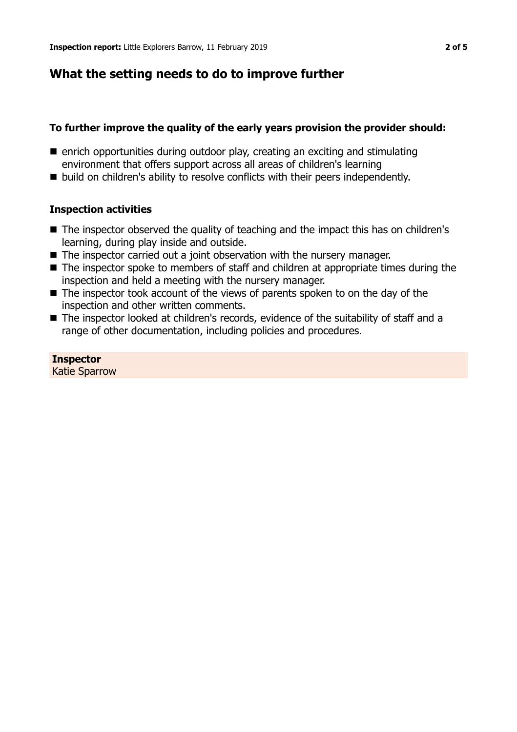## What the setting needs to do to improve further

### To further improve the quality of the early years provision the provider should:

- enrich opportunities during outdoor play, creating an exciting and stimulating environment that offers support across all areas of children's learning
- build on children's ability to resolve conflicts with their peers independently.

### Inspection activities

- The inspector observed the quality of teaching and the impact this has on children's learning, during play inside and outside.
- The inspector carried out a joint observation with the nursery manager.
- The inspector spoke to members of staff and children at appropriate times during the inspection and held a meeting with the nursery manager.
- The inspector took account of the views of parents spoken to on the day of the inspection and other written comments.
- The inspector looked at children's records, evidence of the suitability of staff and a range of other documentation, including policies and procedures.

**Inspector**
Katie Sparrow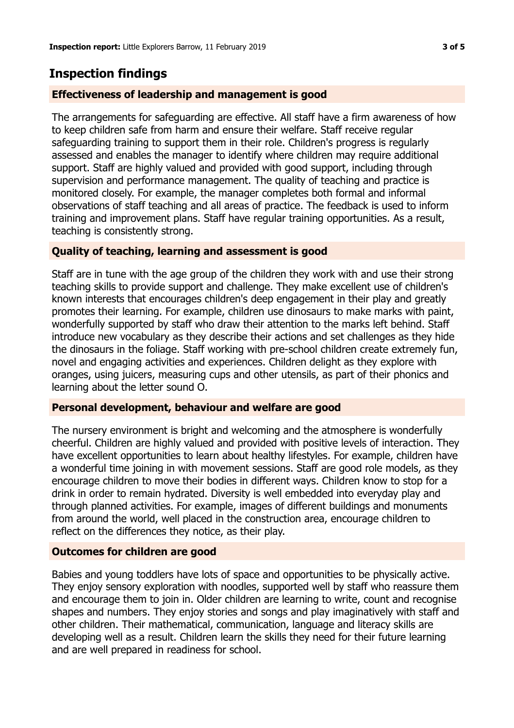## Inspection findings

### Effectiveness of leadership and management is good

The arrangements for safeguarding are effective. All staff have a firm awareness of how to keep children safe from harm and ensure their welfare. Staff receive regular safeguarding training to support them in their role. Children's progress is regularly assessed and enables the manager to identify where children may require additional support. Staff are highly valued and provided with good support, including through supervision and performance management. The quality of teaching and practice is monitored closely. For example, the manager completes both formal and informal observations of staff teaching and all areas of practice. The feedback is used to inform training and improvement plans. Staff have regular training opportunities. As a result, teaching is consistently strong.

### Quality of teaching, learning and assessment is good

Staff are in tune with the age group of the children they work with and use their strong teaching skills to provide support and challenge. They make excellent use of children's known interests that encourages children's deep engagement in their play and greatly promotes their learning. For example, children use dinosaurs to make marks with paint, wonderfully supported by staff who draw their attention to the marks left behind. Staff introduce new vocabulary as they describe their actions and set challenges as they hide the dinosaurs in the foliage. Staff working with pre-school children create extremely fun, novel and engaging activities and experiences. Children delight as they explore with oranges, using juicers, measuring cups and other utensils, as part of their phonics and learning about the letter sound O.

### Personal development, behaviour and welfare are good

The nursery environment is bright and welcoming and the atmosphere is wonderfully cheerful. Children are highly valued and provided with positive levels of interaction. They have excellent opportunities to learn about healthy lifestyles. For example, children have a wonderful time joining in with movement sessions. Staff are good role models, as they encourage children to move their bodies in different ways. Children know to stop for a drink in order to remain hydrated. Diversity is well embedded into everyday play and through planned activities. For example, images of different buildings and monuments from around the world, well placed in the construction area, encourage children to reflect on the differences they notice, as their play.

### Outcomes for children are good

Babies and young toddlers have lots of space and opportunities to be physically active. They enjoy sensory exploration with noodles, supported well by staff who reassure them and encourage them to join in. Older children are learning to write, count and recognise shapes and numbers. They enjoy stories and songs and play imaginatively with staff and other children. Their mathematical, communication, language and literacy skills are developing well as a result. Children learn the skills they need for their future learning and are well prepared in readiness for school.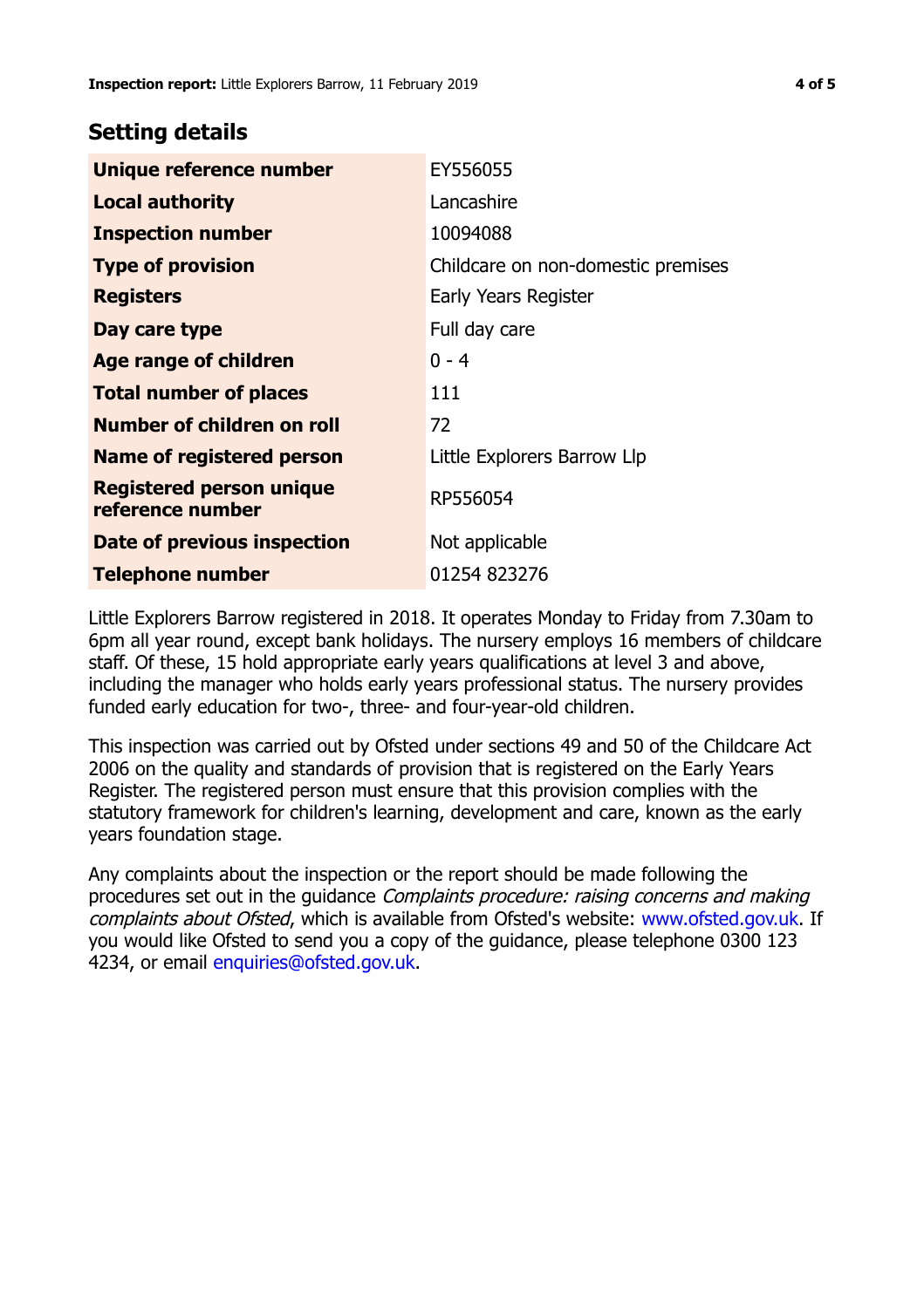## Setting details

| | |
|---|---|
| **Unique reference number** | EY556055 |
| **Local authority** | Lancashire |
| **Inspection number** | 10094088 |
| **Type of provision** | Childcare on non-domestic premises |
| **Registers** | Early Years Register |
| **Day care type** | Full day care |
| **Age range of children** | 0 - 4 |
| **Total number of places** | 111 |
| **Number of children on roll** | 72 |
| **Name of registered person** | Little Explorers Barrow Llp |
| **Registered person unique reference number** | RP556054 |
| **Date of previous inspection** | Not applicable |
| **Telephone number** | 01254 823276 |

Little Explorers Barrow registered in 2018. It operates Monday to Friday from 7.30am to 6pm all year round, except bank holidays. The nursery employs 16 members of childcare staff. Of these, 15 hold appropriate early years qualifications at level 3 and above, including the manager who holds early years professional status. The nursery provides funded early education for two-, three- and four-year-old children.

This inspection was carried out by Ofsted under sections 49 and 50 of the Childcare Act 2006 on the quality and standards of provision that is registered on the Early Years Register. The registered person must ensure that this provision complies with the statutory framework for children's learning, development and care, known as the early years foundation stage.

Any complaints about the inspection or the report should be made following the procedures set out in the guidance *Complaints procedure: raising concerns and making complaints about Ofsted*, which is available from Ofsted's website: www.ofsted.gov.uk. If you would like Ofsted to send you a copy of the guidance, please telephone 0300 123 4234, or email enquiries@ofsted.gov.uk.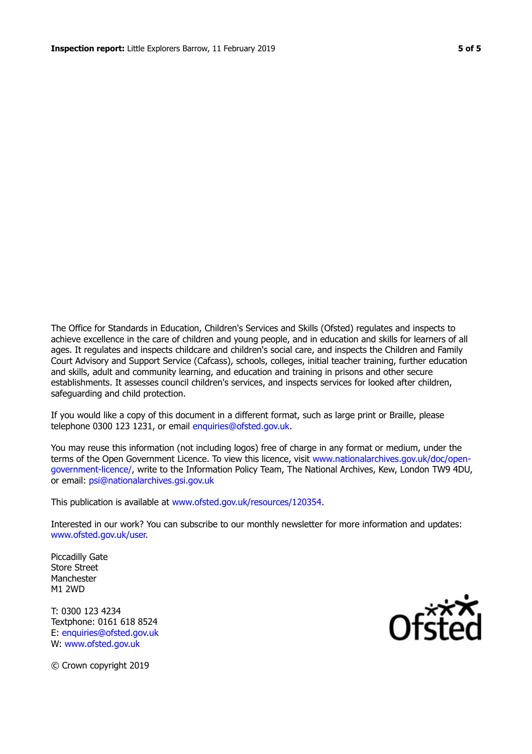The Office for Standards in Education, Children's Services and Skills (Ofsted) regulates and inspects to achieve excellence in the care of children and young people, and in education and skills for learners of all ages. It regulates and inspects childcare and children's social care, and inspects the Children and Family Court Advisory and Support Service (Cafcass), schools, colleges, initial teacher training, further education and skills, adult and community learning, and education and training in prisons and other secure establishments. It assesses council children's services, and inspects services for looked after children, safeguarding and child protection.

If you would like a copy of this document in a different format, such as large print or Braille, please telephone 0300 123 1231, or email enquiries@ofsted.gov.uk.

You may reuse this information (not including logos) free of charge in any format or medium, under the terms of the Open Government Licence. To view this licence, visit www.nationalarchives.gov.uk/doc/open-government-licence/, write to the Information Policy Team, The National Archives, Kew, London TW9 4DU, or email: psi@nationalarchives.gsi.gov.uk

This publication is available at www.ofsted.gov.uk/resources/120354.

Interested in our work? You can subscribe to our monthly newsletter for more information and updates: www.ofsted.gov.uk/user.

Piccadilly Gate
Store Street
Manchester
M1 2WD

T: 0300 123 4234
Textphone: 0161 618 8524
E: enquiries@ofsted.gov.uk
W: www.ofsted.gov.uk

© Crown copyright 2019